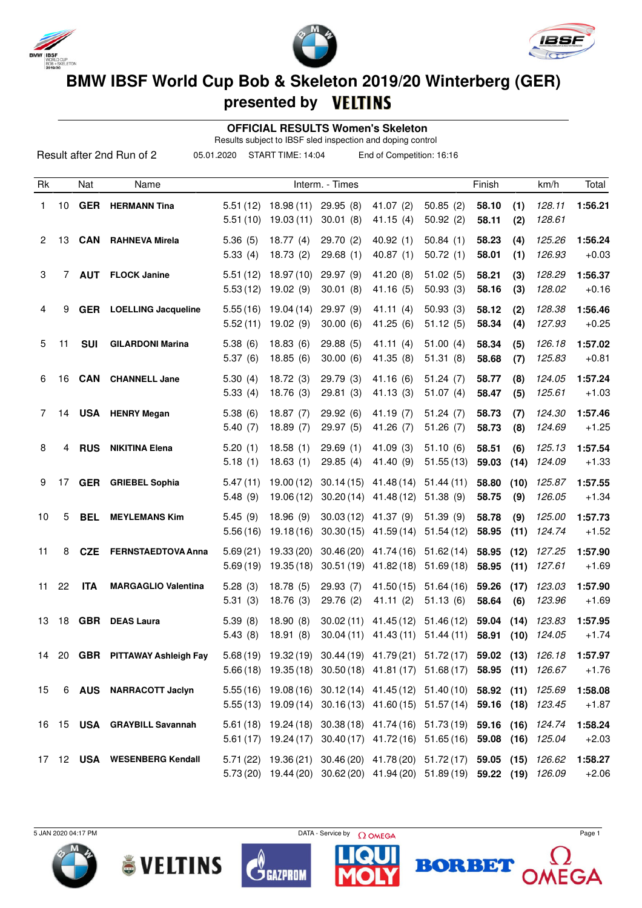# BMW IBSF World Cup Bob & Skeleton 2019/20 Winterberg (GER)

## presented by VELTINS

### OFFICIAL RESULTS Women's Skeleton

Results subject to IBSF sled inspection and doping control

Result after 2nd Run of 2 | 05.01.2020 | START TIME: 14:04 | End of Competition: 16:16

| Rk | | Nat | Name | Interm. - Times | | | | | Finish | | km/h | Total |
|---|---|---|---|---|---|---|---|---|---|---|---|---|
| 1 | 10 | GER | HERMANN Tina | 5.51 (12) | 18.98 (11) | 29.95 (8) | 41.07 (2) | 50.85 (2) | **58.10** | **(1)** | *128.11* | **1:56.21** |
| | | | | 5.51 (10) | 19.03 (11) | 30.01 (8) | 41.15 (4) | 50.92 (2) | **58.11** | **(2)** | *128.61* | |
| 2 | 13 | CAN | RAHNEVA Mirela | 5.36 (5) | 18.77 (4) | 29.70 (2) | 40.92 (1) | 50.84 (1) | **58.23** | **(4)** | *125.26* | **1:56.24** |
| | | | | 5.33 (4) | 18.73 (2) | 29.68 (1) | 40.87 (1) | 50.72 (1) | **58.01** | **(1)** | *126.93* | +0.03 |
| 3 | 7 | AUT | FLOCK Janine | 5.51 (12) | 18.97 (10) | 29.97 (9) | 41.20 (8) | 51.02 (5) | **58.21** | **(3)** | *128.29* | **1:56.37** |
| | | | | 5.53 (12) | 19.02 (9) | 30.01 (8) | 41.16 (5) | 50.93 (3) | **58.16** | **(3)** | *128.02* | +0.16 |
| 4 | 9 | GER | LOELLING Jacqueline | 5.55 (16) | 19.04 (14) | 29.97 (9) | 41.11 (4) | 50.93 (3) | **58.12** | **(2)** | *128.38* | **1:56.46** |
| | | | | 5.52 (11) | 19.02 (9) | 30.00 (6) | 41.25 (6) | 51.12 (5) | **58.34** | **(4)** | *127.93* | +0.25 |
| 5 | 11 | SUI | GILARDONI Marina | 5.38 (6) | 18.83 (6) | 29.88 (5) | 41.11 (4) | 51.00 (4) | **58.34** | **(5)** | *126.18* | **1:57.02** |
| | | | | 5.37 (6) | 18.85 (6) | 30.00 (6) | 41.35 (8) | 51.31 (8) | **58.68** | **(7)** | *125.83* | +0.81 |
| 6 | 16 | CAN | CHANNELL Jane | 5.30 (4) | 18.72 (3) | 29.79 (3) | 41.16 (6) | 51.24 (7) | **58.77** | **(8)** | *124.05* | **1:57.24** |
| | | | | 5.33 (4) | 18.76 (3) | 29.81 (3) | 41.13 (3) | 51.07 (4) | **58.47** | **(5)** | *125.61* | +1.03 |
| 7 | 14 | USA | HENRY Megan | 5.38 (6) | 18.87 (7) | 29.92 (6) | 41.19 (7) | 51.24 (7) | **58.73** | **(7)** | *124.30* | **1:57.46** |
| | | | | 5.40 (7) | 18.89 (7) | 29.97 (5) | 41.26 (7) | 51.26 (7) | **58.73** | **(8)** | *124.69* | +1.25 |
| 8 | 4 | RUS | NIKITINA Elena | 5.20 (1) | 18.58 (1) | 29.69 (1) | 41.09 (3) | 51.10 (6) | **58.51** | **(6)** | *125.13* | **1:57.54** |
| | | | | 5.18 (1) | 18.63 (1) | 29.85 (4) | 41.40 (9) | 51.55 (13) | **59.03** | **(14)** | *124.09* | +1.33 |
| 9 | 17 | GER | GRIEBEL Sophia | 5.47 (11) | 19.00 (12) | 30.14 (15) | 41.48 (14) | 51.44 (11) | **58.80** | **(10)** | *125.87* | **1:57.55** |
| | | | | 5.48 (9) | 19.06 (12) | 30.20 (14) | 41.48 (12) | 51.38 (9) | **58.75** | **(9)** | *126.05* | +1.34 |
| 10 | 5 | BEL | MEYLEMANS Kim | 5.45 (9) | 18.96 (9) | 30.03 (12) | 41.37 (9) | 51.39 (9) | **58.78** | **(9)** | *125.00* | **1:57.73** |
| | | | | 5.56 (16) | 19.18 (16) | 30.30 (15) | 41.59 (14) | 51.54 (12) | **58.95** | **(11)** | *124.74* | +1.52 |
| 11 | 8 | CZE | FERNSTAEDTOVA Anna | 5.69 (21) | 19.33 (20) | 30.46 (20) | 41.74 (16) | 51.62 (14) | **58.95** | **(12)** | *127.25* | **1:57.90** |
| | | | | 5.69 (19) | 19.35 (18) | 30.51 (19) | 41.82 (18) | 51.69 (18) | **58.95** | **(11)** | *127.61* | +1.69 |
| 11 | 22 | ITA | MARGAGLIO Valentina | 5.28 (3) | 18.78 (5) | 29.93 (7) | 41.50 (15) | 51.64 (16) | **59.26** | **(17)** | *123.03* | **1:57.90** |
| | | | | 5.31 (3) | 18.76 (3) | 29.76 (2) | 41.11 (2) | 51.13 (6) | **58.64** | **(6)** | *123.96* | +1.69 |
| 13 | 18 | GBR | DEAS Laura | 5.39 (8) | 18.90 (8) | 30.02 (11) | 41.45 (12) | 51.46 (12) | **59.04** | **(14)** | *123.83* | **1:57.95** |
| | | | | 5.43 (8) | 18.91 (8) | 30.04 (11) | 41.43 (11) | 51.44 (11) | **58.91** | **(10)** | *124.05* | +1.74 |
| 14 | 20 | GBR | PITTAWAY Ashleigh Fay | 5.68 (19) | 19.32 (19) | 30.44 (19) | 41.79 (21) | 51.72 (17) | **59.02** | **(13)** | *126.18* | **1:57.97** |
| | | | | 5.66 (18) | 19.35 (18) | 30.50 (18) | 41.81 (17) | 51.68 (17) | **58.95** | **(11)** | *126.67* | +1.76 |
| 15 | 6 | AUS | NARRACOTT Jaclyn | 5.55 (16) | 19.08 (16) | 30.12 (14) | 41.45 (12) | 51.40 (10) | **58.92** | **(11)** | *125.69* | **1:58.08** |
| | | | | 5.55 (13) | 19.09 (14) | 30.16 (13) | 41.60 (15) | 51.57 (14) | **59.16** | **(18)** | *123.45* | +1.87 |
| 16 | 15 | USA | GRAYBILL Savannah | 5.61 (18) | 19.24 (18) | 30.38 (18) | 41.74 (16) | 51.73 (19) | **59.16** | **(16)** | *124.74* | **1:58.24** |
| | | | | 5.61 (17) | 19.24 (17) | 30.40 (17) | 41.72 (16) | 51.65 (16) | **59.08** | **(16)** | *125.04* | +2.03 |
| 17 | 12 | USA | WESENBERG Kendall | 5.71 (22) | 19.36 (21) | 30.46 (20) | 41.78 (20) | 51.72 (17) | **59.05** | **(15)** | *126.62* | **1:58.27** |
| | | | | 5.73 (20) | 19.44 (20) | 30.62 (20) | 41.94 (20) | 51.89 (19) | **59.22** | **(19)** | *126.09* | +2.06 |

5 JAN 2020 04:17 PM

DATA - Service by OMEGA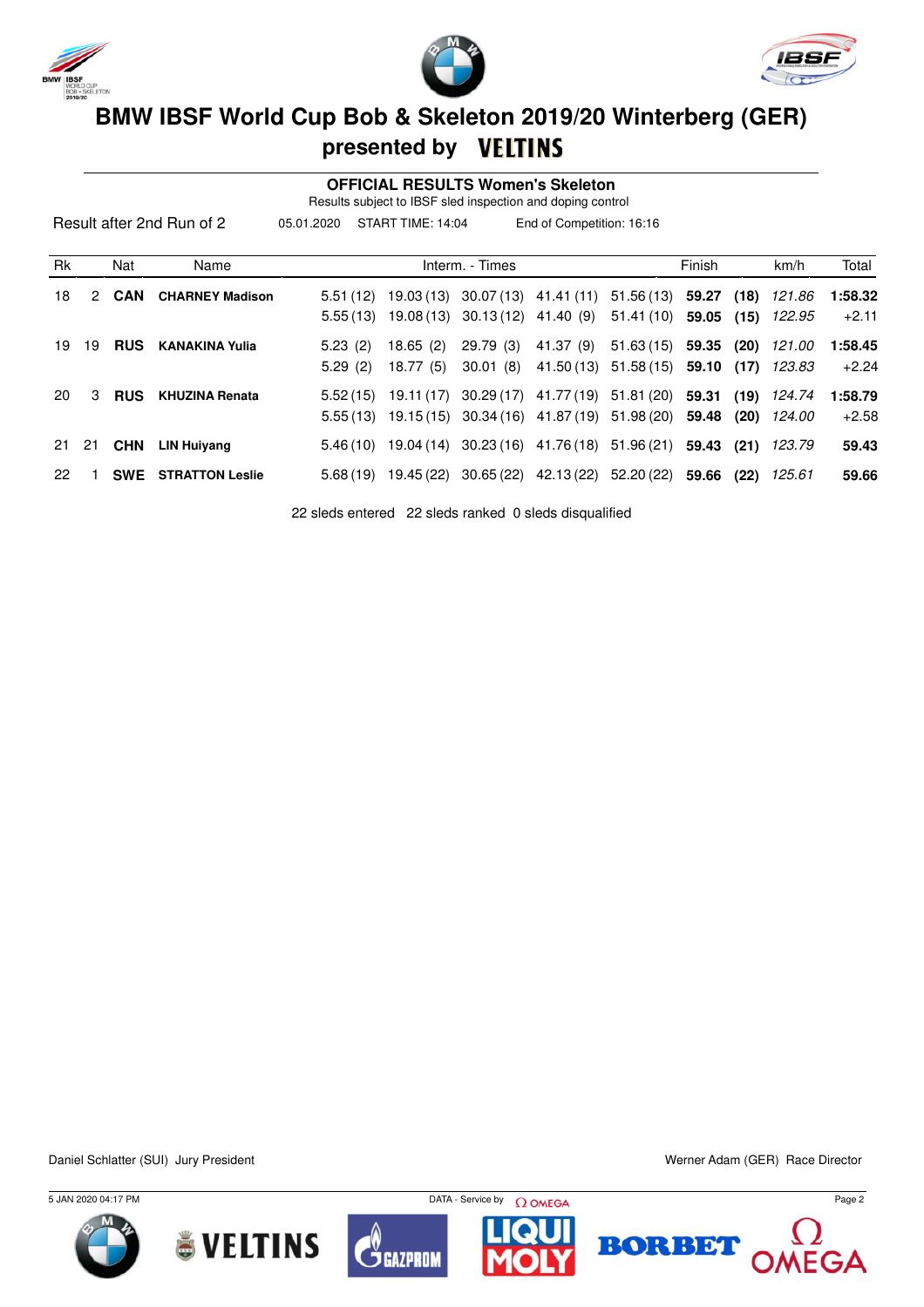# BMW IBSF World Cup Bob & Skeleton 2019/20 Winterberg (GER)

## presented by VELTINS

### OFFICIAL RESULTS Women's Skeleton

Results subject to IBSF sled inspection and doping control

Result after 2nd Run of 2 05.01.2020 START TIME: 14:04 End of Competition: 16:16

| Rk | | Nat | Name | Interm. - Times | | | | | Finish | | km/h | Total |
|---|---|---|---|---|---|---|---|---|---|---|---|---|
| 18 | 2 | **CAN** | **CHARNEY Madison** | 5.51 (12) | 19.03 (13) | 30.07 (13) | 41.41 (11) | 51.56 (13) | **59.27** | **(18)** | *121.86* | **1:58.32** |
| | | | | 5.55 (13) | 19.08 (13) | 30.13 (12) | 41.40 (9) | 51.41 (10) | **59.05** | **(15)** | *122.95* | +2.11 |
| 19 | 19 | **RUS** | **KANAKINA Yulia** | 5.23 (2) | 18.65 (2) | 29.79 (3) | 41.37 (9) | 51.63 (15) | **59.35** | **(20)** | *121.00* | **1:58.45** |
| | | | | 5.29 (2) | 18.77 (5) | 30.01 (8) | 41.50 (13) | 51.58 (15) | **59.10** | **(17)** | *123.83* | +2.24 |
| 20 | 3 | **RUS** | **KHUZINA Renata** | 5.52 (15) | 19.11 (17) | 30.29 (17) | 41.77 (19) | 51.81 (20) | **59.31** | **(19)** | *124.74* | **1:58.79** |
| | | | | 5.55 (13) | 19.15 (15) | 30.34 (16) | 41.87 (19) | 51.98 (20) | **59.48** | **(20)** | *124.00* | +2.58 |
| 21 | 21 | **CHN** | **LIN Huiyang** | 5.46 (10) | 19.04 (14) | 30.23 (16) | 41.76 (18) | 51.96 (21) | **59.43** | **(21)** | *123.79* | **59.43** |
| 22 | 1 | **SWE** | **STRATTON Leslie** | 5.68 (19) | 19.45 (22) | 30.65 (22) | 42.13 (22) | 52.20 (22) | **59.66** | **(22)** | *125.61* | **59.66** |

22 sleds entered 22 sleds ranked 0 sleds disqualified

Daniel Schlatter (SUI) Jury President

Werner Adam (GER) Race Director

5 JAN 2020 04:17 PM

DATA - Service by OMEGA